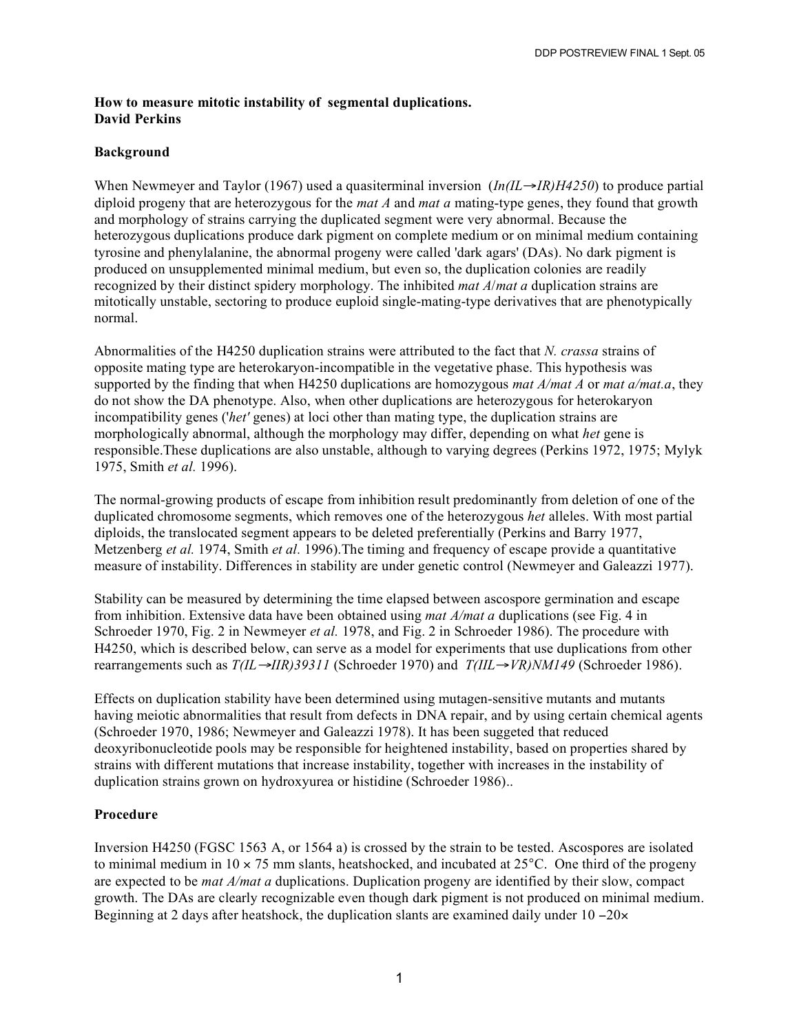**How to measure mitotic instability of segmental duplications.**
**David Perkins**

**Background**

When Newmeyer and Taylor (1967) used a quasiterminal inversion (*In(IL→IR)H4250*) to produce partial diploid progeny that are heterozygous for the *mat A* and *mat a* mating-type genes, they found that growth and morphology of strains carrying the duplicated segment were very abnormal. Because the heterozygous duplications produce dark pigment on complete medium or on minimal medium containing tyrosine and phenylalanine, the abnormal progeny were called 'dark agars' (DAs). No dark pigment is produced on unsupplemented minimal medium, but even so, the duplication colonies are readily recognized by their distinct spidery morphology. The inhibited *mat A*/*mat a* duplication strains are mitotically unstable, sectoring to produce euploid single-mating-type derivatives that are phenotypically normal.

Abnormalities of the H4250 duplication strains were attributed to the fact that *N. crassa* strains of opposite mating type are heterokaryon-incompatible in the vegetative phase. This hypothesis was supported by the finding that when H4250 duplications are homozygous *mat A/mat A* or *mat a/mat.a*, they do not show the DA phenotype. Also, when other duplications are heterozygous for heterokaryon incompatibility genes ('*het'* genes) at loci other than mating type, the duplication strains are morphologically abnormal, although the morphology may differ, depending on what *het* gene is responsible.These duplications are also unstable, although to varying degrees (Perkins 1972, 1975; Mylyk 1975, Smith *et al.* 1996).

The normal-growing products of escape from inhibition result predominantly from deletion of one of the duplicated chromosome segments, which removes one of the heterozygous *het* alleles. With most partial diploids, the translocated segment appears to be deleted preferentially (Perkins and Barry 1977, Metzenberg *et al.* 1974, Smith *et al.* 1996).The timing and frequency of escape provide a quantitative measure of instability. Differences in stability are under genetic control (Newmeyer and Galeazzi 1977).

Stability can be measured by determining the time elapsed between ascospore germination and escape from inhibition. Extensive data have been obtained using *mat A/mat a* duplications (see Fig. 4 in Schroeder 1970, Fig. 2 in Newmeyer *et al.* 1978, and Fig. 2 in Schroeder 1986). The procedure with H4250, which is described below, can serve as a model for experiments that use duplications from other rearrangements such as *T(IL→IIR)39311* (Schroeder 1970) and *T(IIL→VR)NM149* (Schroeder 1986).

Effects on duplication stability have been determined using mutagen-sensitive mutants and mutants having meiotic abnormalities that result from defects in DNA repair, and by using certain chemical agents (Schroeder 1970, 1986; Newmeyer and Galeazzi 1978). It has been suggeted that reduced deoxyribonucleotide pools may be responsible for heightened instability, based on properties shared by strains with different mutations that increase instability, together with increases in the instability of duplication strains grown on hydroxyurea or histidine (Schroeder 1986)..

**Procedure**

Inversion H4250 (FGSC 1563 A, or 1564 a) is crossed by the strain to be tested. Ascospores are isolated to minimal medium in 10 × 75 mm slants, heatshocked, and incubated at 25°C. One third of the progeny are expected to be *mat A/mat a* duplications. Duplication progeny are identified by their slow, compact growth. The DAs are clearly recognizable even though dark pigment is not produced on minimal medium. Beginning at 2 days after heatshock, the duplication slants are examined daily under 10 −20×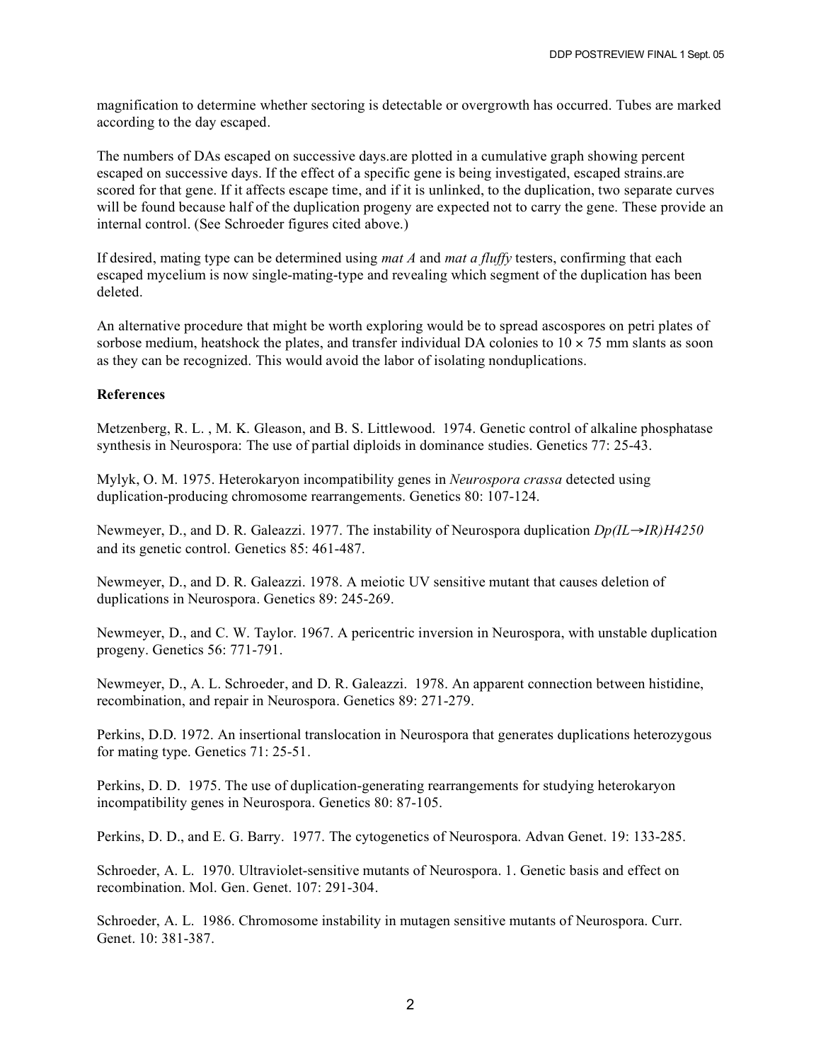magnification to determine whether sectoring is detectable or overgrowth has occurred. Tubes are marked according to the day escaped.

The numbers of DAs escaped on successive days.are plotted in a cumulative graph showing percent escaped on successive days. If the effect of a specific gene is being investigated, escaped strains.are scored for that gene. If it affects escape time, and if it is unlinked, to the duplication, two separate curves will be found because half of the duplication progeny are expected not to carry the gene. These provide an internal control. (See Schroeder figures cited above.)

If desired, mating type can be determined using *mat A* and *mat a fluffy* testers, confirming that each escaped mycelium is now single-mating-type and revealing which segment of the duplication has been deleted.

An alternative procedure that might be worth exploring would be to spread ascospores on petri plates of sorbose medium, heatshock the plates, and transfer individual DA colonies to 10 × 75 mm slants as soon as they can be recognized. This would avoid the labor of isolating nonduplications.

**References**

Metzenberg, R. L. , M. K. Gleason, and B. S. Littlewood. 1974. Genetic control of alkaline phosphatase synthesis in Neurospora: The use of partial diploids in dominance studies. Genetics 77: 25-43.

Mylyk, O. M. 1975. Heterokaryon incompatibility genes in *Neurospora crassa* detected using duplication-producing chromosome rearrangements. Genetics 80: 107-124.

Newmeyer, D., and D. R. Galeazzi. 1977. The instability of Neurospora duplication *Dp(IL→IR)H4250* and its genetic control. Genetics 85: 461-487.

Newmeyer, D., and D. R. Galeazzi. 1978. A meiotic UV sensitive mutant that causes deletion of duplications in Neurospora. Genetics 89: 245-269.

Newmeyer, D., and C. W. Taylor. 1967. A pericentric inversion in Neurospora, with unstable duplication progeny. Genetics 56: 771-791.

Newmeyer, D., A. L. Schroeder, and D. R. Galeazzi. 1978. An apparent connection between histidine, recombination, and repair in Neurospora. Genetics 89: 271-279.

Perkins, D.D. 1972. An insertional translocation in Neurospora that generates duplications heterozygous for mating type. Genetics 71: 25-51.

Perkins, D. D. 1975. The use of duplication-generating rearrangements for studying heterokaryon incompatibility genes in Neurospora. Genetics 80: 87-105.

Perkins, D. D., and E. G. Barry. 1977. The cytogenetics of Neurospora. Advan Genet. 19: 133-285.

Schroeder, A. L. 1970. Ultraviolet-sensitive mutants of Neurospora. 1. Genetic basis and effect on recombination. Mol. Gen. Genet. 107: 291-304.

Schroeder, A. L. 1986. Chromosome instability in mutagen sensitive mutants of Neurospora. Curr. Genet. 10: 381-387.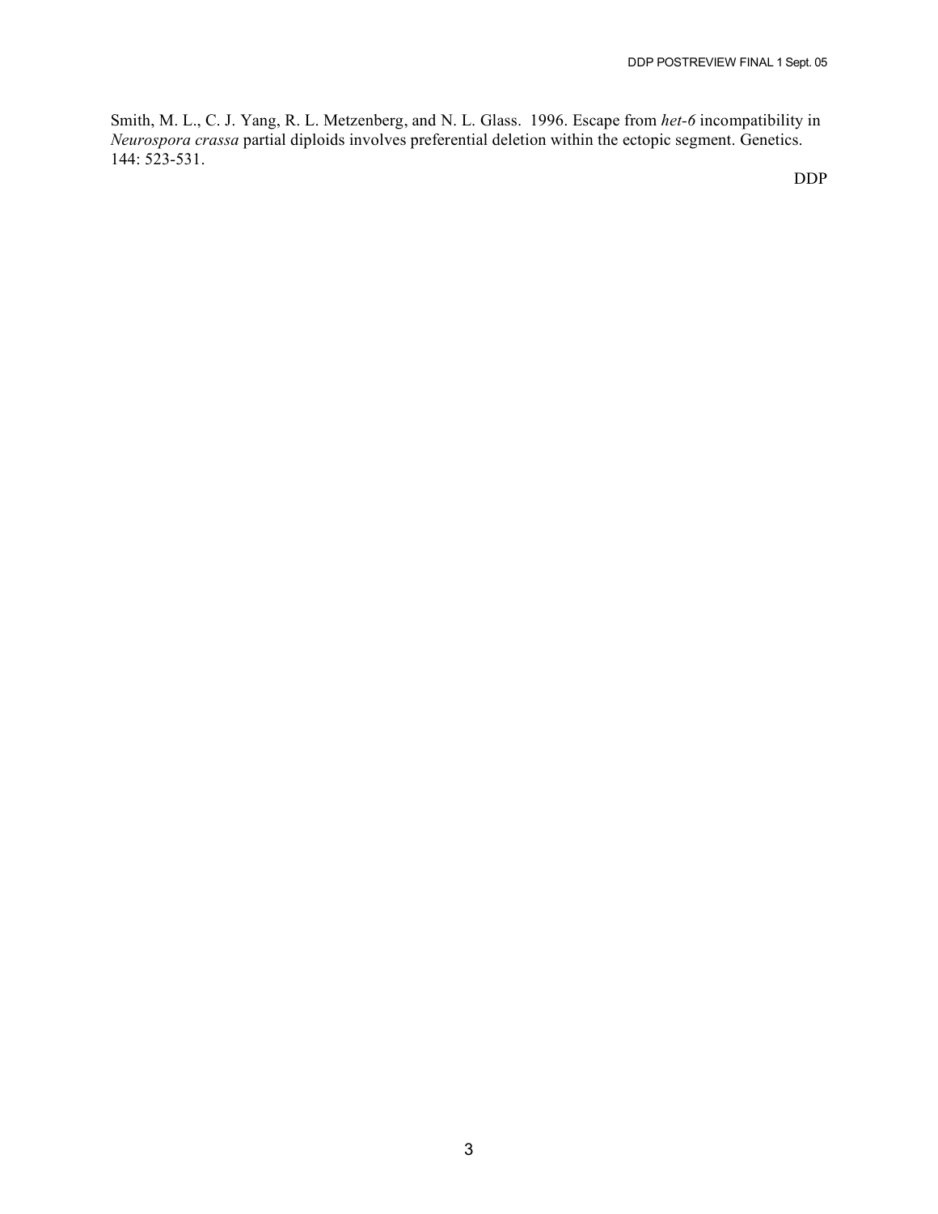Smith, M. L., C. J. Yang, R. L. Metzenberg, and N. L. Glass. 1996. Escape from *het-6* incompatibility in *Neurospora crassa* partial diploids involves preferential deletion within the ectopic segment. Genetics. 144: 523-531.

DDP